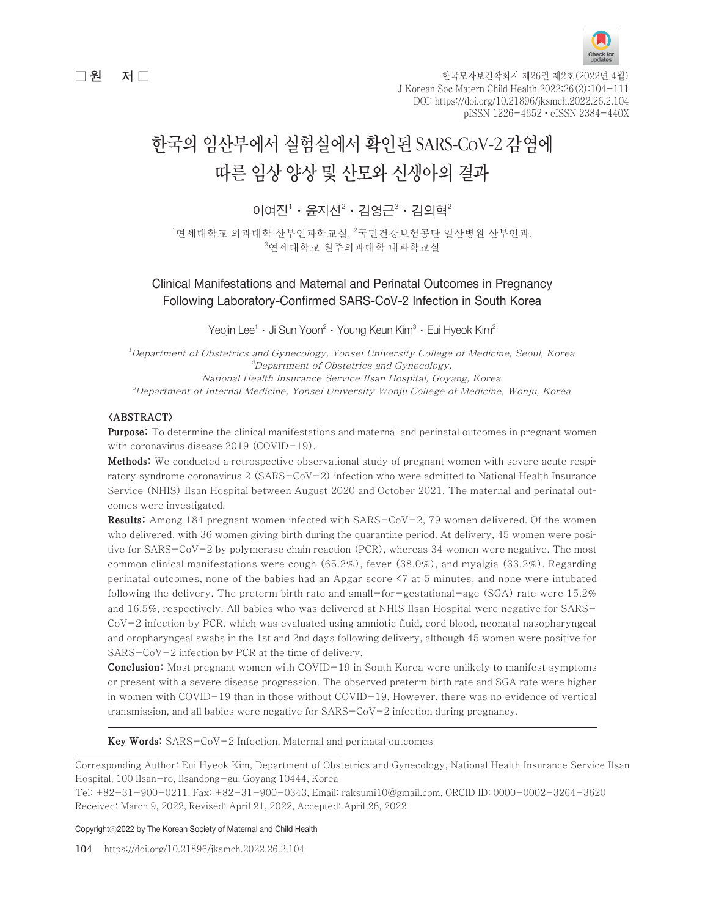□ 원 저 □

# 한국의 임산부에서 실험실에서 확인된 SARS-CoV-2 감염에 따른 임상 양상 및 산모와 신생아의 결과

이여진[1] · 윤지선[2] · 김영근[3] · 김의혁[2]

[1]연세대학교 의과대학 산부인과학교실, [2]국민건강보험공단 일산병원 산부인과, [3]연세대학교 원주의과대학 내과학교실

## Clinical Manifestations and Maternal and Perinatal Outcomes in Pregnancy Following Laboratory-Confirmed SARS-CoV-2 Infection in South Korea

Yeojin Lee[1] · Ji Sun Yoon[2] · Young Keun Kim[3] · Eui Hyeok Kim[2]

*[1]Department of Obstetrics and Gynecology, Yonsei University College of Medicine, Seoul, Korea*
*[2]Department of Obstetrics and Gynecology, National Health Insurance Service Ilsan Hospital, Goyang, Korea*
*[3]Department of Internal Medicine, Yonsei University Wonju College of Medicine, Wonju, Korea*

### 〈ABSTRACT〉

**Purpose:** To determine the clinical manifestations and maternal and perinatal outcomes in pregnant women with coronavirus disease 2019 (COVID-19).

**Methods:** We conducted a retrospective observational study of pregnant women with severe acute respiratory syndrome coronavirus 2 (SARS-CoV-2) infection who were admitted to National Health Insurance Service (NHIS) Ilsan Hospital between August 2020 and October 2021. The maternal and perinatal outcomes were investigated.

**Results:** Among 184 pregnant women infected with SARS-CoV-2, 79 women delivered. Of the women who delivered, with 36 women giving birth during the quarantine period. At delivery, 45 women were positive for SARS-CoV-2 by polymerase chain reaction (PCR), whereas 34 women were negative. The most common clinical manifestations were cough (65.2%), fever (38.0%), and myalgia (33.2%). Regarding perinatal outcomes, none of the babies had an Apgar score <7 at 5 minutes, and none were intubated following the delivery. The preterm birth rate and small-for-gestational-age (SGA) rate were 15.2% and 16.5%, respectively. All babies who was delivered at NHIS Ilsan Hospital were negative for SARS-CoV-2 infection by PCR, which was evaluated using amniotic fluid, cord blood, neonatal nasopharyngeal and oropharyngeal swabs in the 1st and 2nd days following delivery, although 45 women were positive for SARS-CoV-2 infection by PCR at the time of delivery.

**Conclusion:** Most pregnant women with COVID-19 in South Korea were unlikely to manifest symptoms or present with a severe disease progression. The observed preterm birth rate and SGA rate were higher in women with COVID-19 than in those without COVID-19. However, there was no evidence of vertical transmission, and all babies were negative for SARS-CoV-2 infection during pregnancy.

**Key Words:** SARS-CoV-2 Infection, Maternal and perinatal outcomes

---

Corresponding Author: Eui Hyeok Kim, Department of Obstetrics and Gynecology, National Health Insurance Service Ilsan Hospital, 100 Ilsan-ro, Ilsandong-gu, Goyang 10444, Korea
Tel: +82-31-900-0211, Fax: +82-31-900-0343, Email: raksumi10@gmail.com, ORCID ID: 0000-0002-3264-3620
Received: March 9, 2022, Revised: April 21, 2022, Accepted: April 26, 2022

Copyright© 2022 by The Korean Society of Maternal and Child Health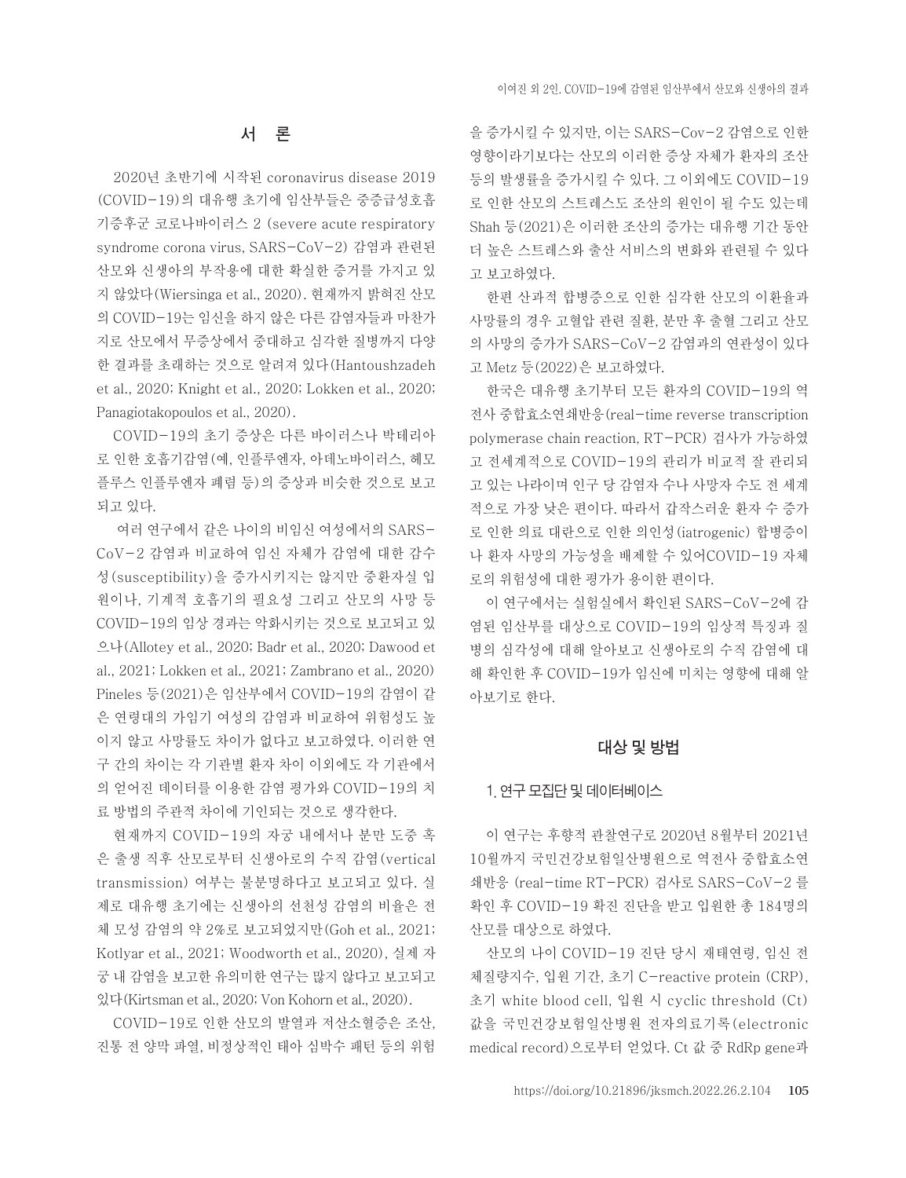## 서 론

2020년 초반기에 시작된 coronavirus disease 2019 (COVID-19)의 대유행 초기에 임산부들은 중증급성호흡기증후군 코로나바이러스 2 (severe acute respiratory syndrome corona virus, SARS-CoV-2) 감염과 관련된 산모와 신생아의 부작용에 대한 확실한 증거를 가지고 있지 않았다(Wiersinga et al., 2020). 현재까지 밝혀진 산모의 COVID-19는 임신을 하지 않은 다른 감염자들과 마찬가지로 산모에서 무증상에서 중대하고 심각한 질병까지 다양한 결과를 초래하는 것으로 알려져 있다(Hantoushzadeh et al., 2020; Knight et al., 2020; Lokken et al., 2020; Panagiotakopoulos et al., 2020).

COVID-19의 초기 증상은 다른 바이러스나 박테리아로 인한 호흡기감염(예, 인플루엔자, 아데노바이러스, 헤모플루스 인플루엔자 폐렴 등)의 증상과 비슷한 것으로 보고되고 있다.

여러 연구에서 같은 나이의 비임신 여성에서의 SARS-CoV-2 감염과 비교하여 임신 자체가 감염에 대한 감수성(susceptibility)을 증가시키지는 않지만 중환자실 입원이나, 기계적 호흡기의 필요성 그리고 산모의 사망 등 COVID-19의 임상 경과는 악화시키는 것으로 보고되고 있으나(Allotey et al., 2020; Badr et al., 2020; Dawood et al., 2021; Lokken et al., 2021; Zambrano et al., 2020) Pineles 등(2021)은 임산부에서 COVID-19의 감염이 같은 연령대의 가임기 여성의 감염과 비교하여 위험성도 높이지 않고 사망률도 차이가 없다고 보고하였다. 이러한 연구 간의 차이는 각 기관별 환자 차이 이외에도 각 기관에서의 얻어진 데이터를 이용한 감염 평가와 COVID-19의 치료 방법의 주관적 차이에 기인되는 것으로 생각한다.

현재까지 COVID-19의 자궁 내에서나 분만 도중 혹은 출생 직후 산모로부터 신생아로의 수직 감염(vertical transmission) 여부는 불분명하다고 보고되고 있다. 실제로 대유행 초기에는 신생아의 선천성 감염의 비율은 전체 모성 감염의 약 2%로 보고되었지만(Goh et al., 2021; Kotlyar et al., 2021; Woodworth et al., 2020), 실제 자궁 내 감염을 보고한 유의미한 연구는 많지 않다고 보고되고 있다(Kirtsman et al., 2020; Von Kohorn et al., 2020).

COVID-19로 인한 산모의 발열과 저산소혈증은 조산, 진통 전 양막 파열, 비정상적인 태아 심박수 패턴 등의 위험을 증가시킬 수 있지만, 이는 SARS-Cov-2 감염으로 인한 영향이라기보다는 산모의 이러한 증상 자체가 환자의 조산 등의 발생률을 증가시킬 수 있다. 그 이외에도 COVID-19로 인한 산모의 스트레스도 조산의 원인이 될 수도 있는데 Shah 등(2021)은 이러한 조산의 증가는 대유행 기간 동안 더 높은 스트레스와 출산 서비스의 변화와 관련될 수 있다고 보고하였다.

한편 산과적 합병증으로 인한 심각한 산모의 이환율과 사망률의 경우 고혈압 관련 질환, 분만 후 출혈 그리고 산모의 사망의 증가가 SARS-CoV-2 감염과의 연관성이 있다고 Metz 등(2022)은 보고하였다.

한국은 대유행 초기부터 모든 환자의 COVID-19의 역전사 중합효소연쇄반응(real-time reverse transcription polymerase chain reaction, RT-PCR) 검사가 가능하였고 전세계적으로 COVID-19의 관리가 비교적 잘 관리되고 있는 나라이며 인구 당 감염자 수나 사망자 수도 전 세계적으로 가장 낮은 편이다. 따라서 갑작스러운 환자 수 증가로 인한 의료 대란으로 인한 의인성(iatrogenic) 합병증이나 환자 사망의 가능성을 배제할 수 있어COVID-19 자체로의 위험성에 대한 평가가 용이한 편이다.

이 연구에서는 실험실에서 확인된 SARS-CoV-2에 감염된 임산부를 대상으로 COVID-19의 임상적 특징과 질병의 심각성에 대해 알아보고 신생아로의 수직 감염에 대해 확인한 후 COVID-19가 임신에 미치는 영향에 대해 알아보기로 한다.

## 대상 및 방법

### 1. 연구 모집단 및 데이터베이스

이 연구는 후향적 관찰연구로 2020년 8월부터 2021년 10월까지 국민건강보험일산병원으로 역전사 중합효소연쇄반응 (real-time RT-PCR) 검사로 SARS-CoV-2 를 확인 후 COVID-19 확진 진단을 받고 입원한 총 184명의 산모를 대상으로 하였다.

산모의 나이 COVID-19 진단 당시 재태연령, 임신 전 체질량지수, 입원 기간, 초기 C-reactive protein (CRP), 초기 white blood cell, 입원 시 cyclic threshold (Ct) 값을 국민건강보험일산병원 전자의료기록(electronic medical record)으로부터 얻었다. Ct 값 중 RdRp gene과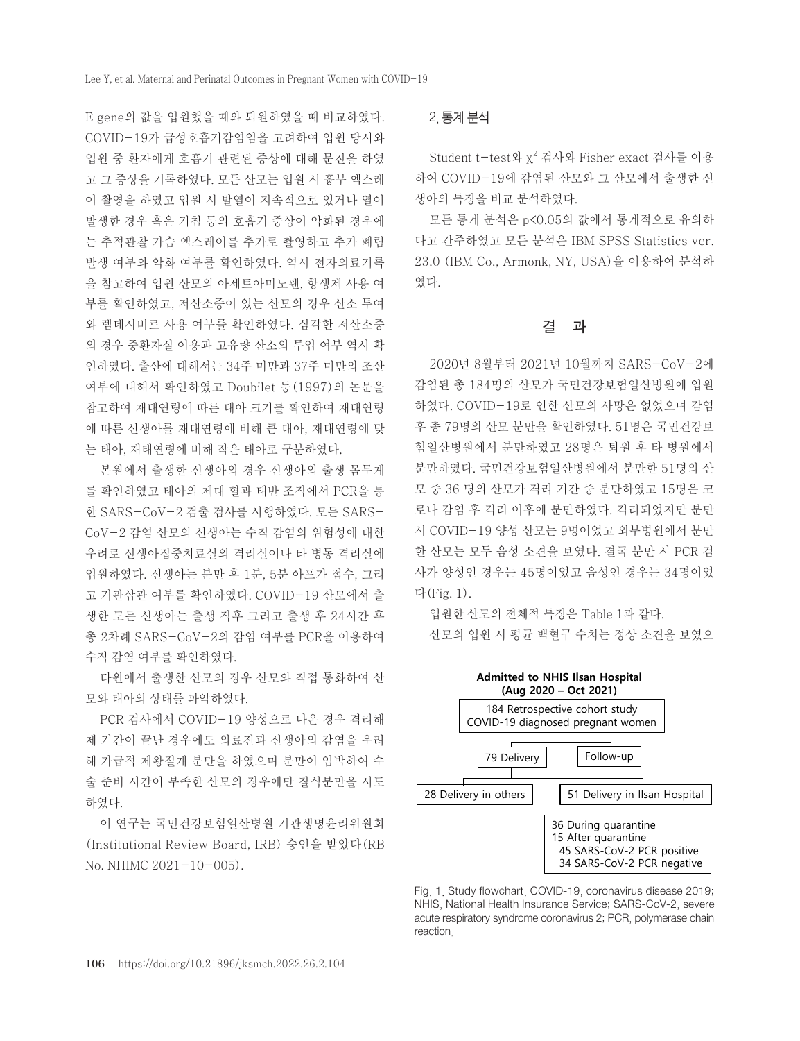E gene의 값을 입원했을 때와 퇴원하였을 때 비교하였다. COVID-19가 급성호흡기감염임을 고려하여 입원 당시와 입원 중 환자에게 호흡기 관련된 증상에 대해 문진을 하였고 그 증상을 기록하였다. 모든 산모는 입원 시 흉부 엑스레이 촬영을 하였고 입원 시 발열이 지속적으로 있거나 열이 발생한 경우 혹은 기침 등의 호흡기 증상이 악화된 경우에는 추적관찰 가슴 엑스레이를 추가로 촬영하고 추가 폐렴 발생 여부와 악화 여부를 확인하였다. 역시 전자의료기록을 참고하여 입원 산모의 아세트아미노펜, 항생제 사용 여부를 확인하였고, 저산소증이 있는 산모의 경우 산소 투여와 렘데시비르 사용 여부를 확인하였다. 심각한 저산소증의 경우 중환자실 이용과 고유량 산소의 투입 여부 역시 확인하였다. 출산에 대해서는 34주 미만과 37주 미만의 조산 여부에 대해서 확인하였고 Doubilet 등(1997)의 논문을 참고하여 재태연령에 따른 태아 크기를 확인하여 재태연령에 따른 신생아를 재태연령에 비해 큰 태아, 재태연령에 맞는 태아, 재태연령에 비해 작은 태아로 구분하였다.

본원에서 출생한 신생아의 경우 신생아의 출생 몸무게를 확인하였고 태아의 제대 혈과 태반 조직에서 PCR을 통한 SARS-CoV-2 검출 검사를 시행하였다. 모든 SARS-CoV-2 감염 산모의 신생아는 수직 감염의 위험성에 대한 우려로 신생아집중치료실의 격리실이나 타 병동 격리실에 입원하였다. 신생아는 분만 후 1분, 5분 아프가 점수, 그리고 기관삽관 여부를 확인하였다. COVID-19 산모에서 출생한 모든 신생아는 출생 직후 그리고 출생 후 24시간 후 총 2차례 SARS-CoV-2의 감염 여부를 PCR을 이용하여 수직 감염 여부를 확인하였다.

타원에서 출생한 산모의 경우 산모와 직접 통화하여 산모와 태아의 상태를 파악하였다.

PCR 검사에서 COVID-19 양성으로 나온 경우 격리해제 기간이 끝난 경우에도 의료진과 신생아의 감염을 우려해 가급적 제왕절개 분만을 하였으며 분만이 임박하여 수술 준비 시간이 부족한 산모의 경우에만 질식분만을 시도하였다.

이 연구는 국민건강보험일산병원 기관생명윤리위원회(Institutional Review Board, IRB) 승인을 받았다(RB No. NHIMC 2021-10-005).

## 2. 통계 분석

Student t-test와 $\chi^2$ 검사와 Fisher exact 검사를 이용하여 COVID-19에 감염된 산모와 그 산모에서 출생한 신생아의 특징을 비교 분석하였다.

모든 통계 분석은 p<0.05의 값에서 통계적으로 유의하다고 간주하였고 모든 분석은 IBM SPSS Statistics ver. 23.0 (IBM Co., Armonk, NY, USA)을 이용하여 분석하였다.

# 결 과

2020년 8월부터 2021년 10월까지 SARS-CoV-2에 감염된 총 184명의 산모가 국민건강보험일산병원에 입원하였다. COVID-19로 인한 산모의 사망은 없었으며 감염 후 총 79명의 산모 분만을 확인하였다. 51명은 국민건강보험일산병원에서 분만하였고 28명은 퇴원 후 타 병원에서 분만하였다. 국민건강보험일산병원에서 분만한 51명의 산모 중 36 명의 산모가 격리 기간 중 분만하였고 15명은 코로나 감염 후 격리 이후에 분만하였다. 격리되었지만 분만 시 COVID-19 양성 산모는 9명이었고 외부병원에서 분만한 산모는 모두 음성 소견을 보였다. 결국 분만 시 PCR 검사가 양성인 경우는 45명이었고 음성인 경우는 34명이었다(Fig. 1).

입원한 산모의 전체적 특징은 Table 1과 같다.

산모의 입원 시 평균 백혈구 수치는 정상 소견을 보였으

**Admitted to NHIS Ilsan Hospital (Aug 2020 – Oct 2021)**

184 Retrospective cohort study
COVID-19 diagnosed pregnant women

79 Delivery | Follow-up

28 Delivery in others | 51 Delivery in Ilsan Hospital

36 During quarantine
15 After quarantine
45 SARS-CoV-2 PCR positive
34 SARS-CoV-2 PCR negative

Fig. 1. Study flowchart. COVID-19, coronavirus disease 2019; NHIS, National Health Insurance Service; SARS-CoV-2, severe acute respiratory syndrome coronavirus 2; PCR, polymerase chain reaction.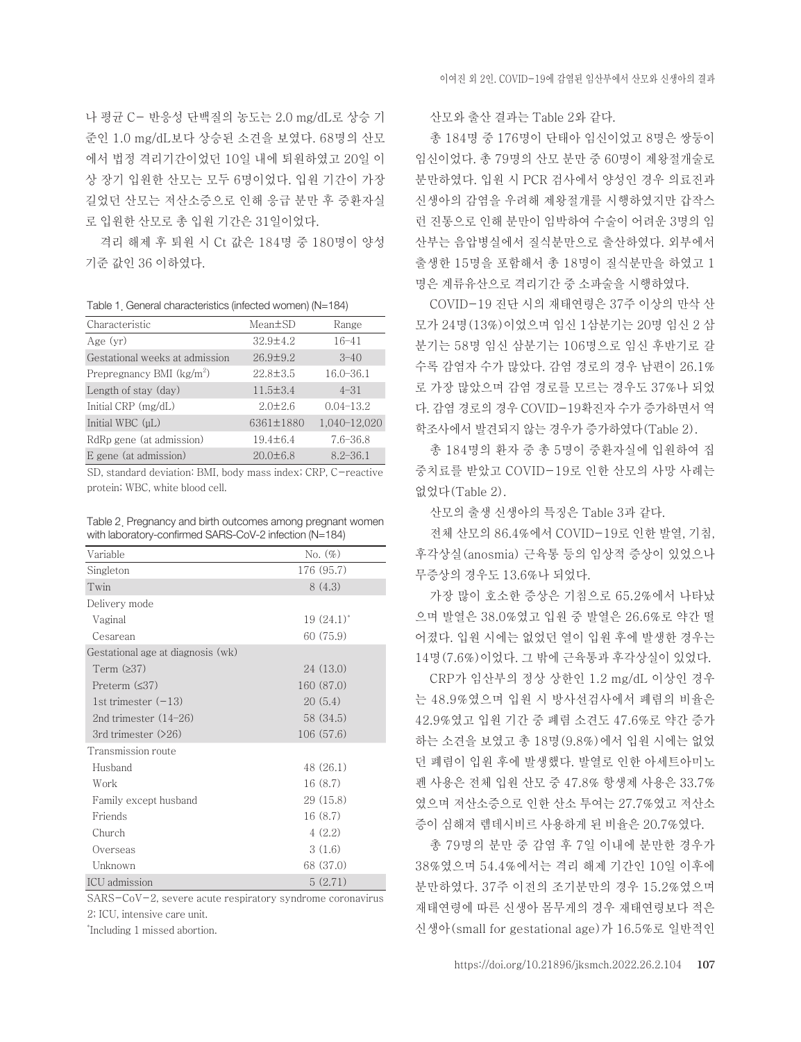나 평균 C- 반응성 단백질의 농도는 2.0 mg/dL로 상승 기준인 1.0 mg/dL보다 상승된 소견을 보였다. 68명의 산모에서 법정 격리기간이었던 10일 내에 퇴원하였고 20일 이상 장기 입원한 산모는 모두 6명이었다. 입원 기간이 가장 길었던 산모는 저산소증으로 인해 응급 분만 후 중환자실로 입원한 산모로 총 입원 기간은 31일이었다.

격리 해제 후 퇴원 시 Ct 값은 184명 중 180명이 양성 기준 값인 36 이하였다.

Table 1. General characteristics (infected women) (N=184)

| Characteristic | Mean±SD | Range |
|---|---|---|
| Age (yr) | 32.9±4.2 | 16–41 |
| Gestational weeks at admission | 26.9±9.2 | 3–40 |
| Prepregnancy BMI (kg/m$^2$) | 22.8±3.5 | 16.0–36.1 |
| Length of stay (day) | 11.5±3.4 | 4–31 |
| Initial CRP (mg/dL) | 2.0±2.6 | 0.04–13.2 |
| Initial WBC (μL) | 6361±1880 | 1,040–12,020 |
| RdRp gene (at admission) | 19.4±6.4 | 7.6–36.8 |
| E gene (at admission) | 20.0±6.8 | 8.2–36.1 |

SD, standard deviation; BMI, body mass index; CRP, C-reactive protein; WBC, white blood cell.

Table 2. Pregnancy and birth outcomes among pregnant women with laboratory-confirmed SARS-CoV-2 infection (N=184)

| Variable | No. (%) |
|---|---|
| Singleton | 176 (95.7) |
| Twin | 8 (4.3) |
| Delivery mode | |
| Vaginal | 19 (24.1)* |
| Cesarean | 60 (75.9) |
| Gestational age at diagnosis (wk) | |
| Term (≥37) | 24 (13.0) |
| Preterm (≤37) | 160 (87.0) |
| 1st trimester (–13) | 20 (5.4) |
| 2nd trimester (14–26) | 58 (34.5) |
| 3rd trimester (>26) | 106 (57.6) |
| Transmission route | |
| Husband | 48 (26.1) |
| Work | 16 (8.7) |
| Family except husband | 29 (15.8) |
| Friends | 16 (8.7) |
| Church | 4 (2.2) |
| Overseas | 3 (1.6) |
| Unknown | 68 (37.0) |
| ICU admission | 5 (2.71) |

SARS-CoV-2, severe acute respiratory syndrome coronavirus 2; ICU, intensive care unit.

*Including 1 missed abortion.

산모와 출산 결과는 Table 2와 같다.

총 184명 중 176명이 단태아 임신이었고 8명은 쌍둥이 임신이었다. 총 79명의 산모 분만 중 60명이 제왕절개술로 분만하였다. 입원 시 PCR 검사에서 양성인 경우 의료진과 신생아의 감염을 우려해 제왕절개를 시행하였지만 갑작스런 진통으로 인해 분만이 임박하여 수술이 어려운 3명의 임산부는 음압병실에서 질식분만으로 출산하였다. 외부에서 출생한 15명을 포함해서 총 18명이 질식분만을 하였고 1명은 계류유산으로 격리기간 중 소파술을 시행하였다.

COVID-19 진단 시의 재태연령은 37주 이상의 만삭 산모가 24명(13%)이었으며 임신 1삼분기는 20명 임신 2 삼분기는 58명 임신 삼분기는 106명으로 임신 후반기로 갈수록 감염자 수가 많았다. 감염 경로의 경우 남편이 26.1%로 가장 많았으며 감염 경로를 모르는 경우도 37%나 되었다. 감염 경로의 경우 COVID-19확진자 수가 증가하면서 역학조사에서 발견되지 않는 경우가 증가하였다(Table 2).

총 184명의 환자 중 총 5명이 중환자실에 입원하여 집중치료를 받았고 COVID-19로 인한 산모의 사망 사례는 없었다(Table 2).

산모의 출생 신생아의 특징은 Table 3과 같다.

전체 산모의 86.4%에서 COVID-19로 인한 발열, 기침, 후각상실(anosmia) 근육통 등의 임상적 증상이 있었으나 무증상의 경우도 13.6%나 되었다.

가장 많이 호소한 증상은 기침으로 65.2%에서 나타났으며 발열은 38.0%였고 입원 중 발열은 26.6%로 약간 떨어졌다. 입원 시에는 없었던 열이 입원 후에 발생한 경우는 14명(7.6%)이었다. 그 밖에 근육통과 후각상실이 있었다.

CRP가 임산부의 정상 상한인 1.2 mg/dL 이상인 경우는 48.9%였으며 입원 시 방사선검사에서 폐렴의 비율은 42.9%였고 입원 기간 중 폐렴 소견도 47.6%로 약간 증가하는 소견을 보였고 총 18명(9.8%)에서 입원 시에는 없었던 폐렴이 입원 후에 발생했다. 발열로 인한 아세트아미노펜 사용은 전체 입원 산모 중 47.8% 항생제 사용은 33.7%였으며 저산소증으로 인한 산소 투여는 27.7%였고 저산소증이 심해져 렘데시비르 사용하게 된 비율은 20.7%였다.

총 79명의 분만 중 감염 후 7일 이내에 분만한 경우가 38%였으며 54.4%에서는 격리 해제 기간인 10일 이후에 분만하였다. 37주 이전의 조기분만의 경우 15.2%였으며 재태연령에 따른 신생아 몸무게의 경우 재태연령보다 적은 신생아(small for gestational age)가 16.5%로 일반적인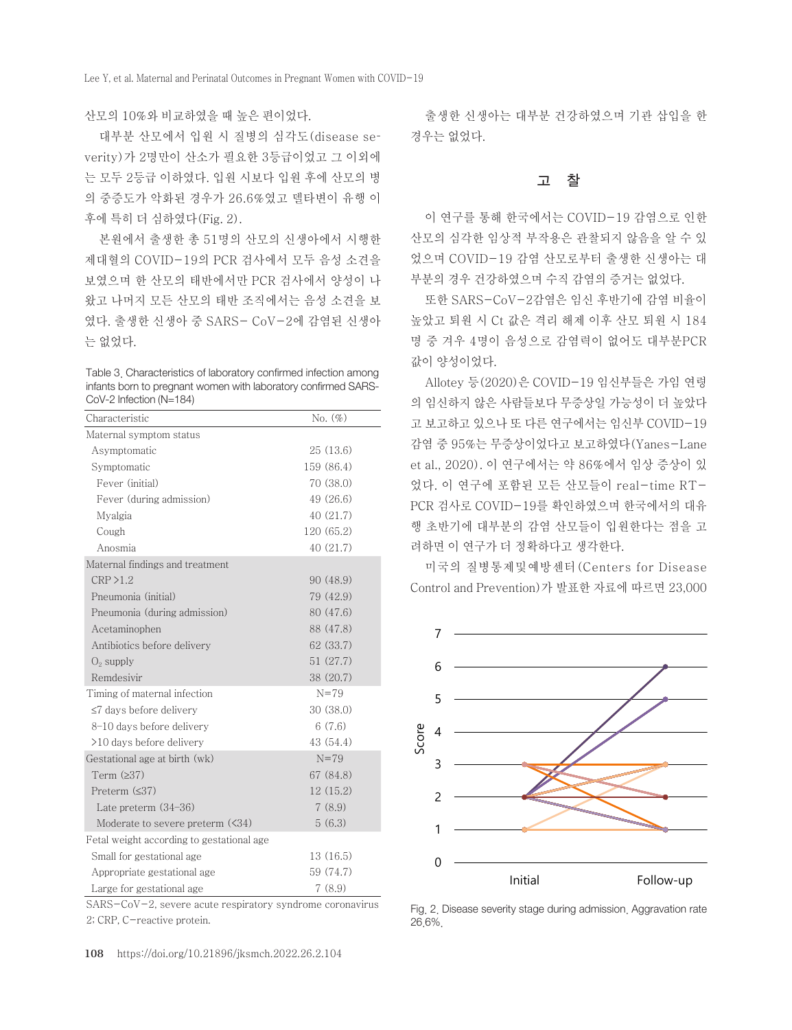산모의 10%와 비교하였을 때 높은 편이었다.

대부분 산모에서 입원 시 질병의 심각도(disease severity)가 2명만이 산소가 필요한 3등급이었고 그 이외에는 모두 2등급 이하였다. 입원 시보다 입원 후에 산모의 병의 중증도가 악화된 경우가 26.6%였고 델타변이 유행 이후에 특히 더 심하였다(Fig. 2).

본원에서 출생한 총 51명의 산모의 신생아에서 시행한 제대혈의 COVID-19의 PCR 검사에서 모두 음성 소견을 보였으며 한 산모의 태반에서만 PCR 검사에서 양성이 나왔고 나머지 모든 산모의 태반 조직에서는 음성 소견을 보였다. 출생한 신생아 중 SARS- CoV-2에 감염된 신생아는 없었다.

Table 3. Characteristics of laboratory confirmed infection among infants born to pregnant women with laboratory confirmed SARS-CoV-2 Infection (N=184)

| Characteristic | No. (%) |
|---|---|
| Maternal symptom status | |
| Asymptomatic | 25 (13.6) |
| Symptomatic | 159 (86.4) |
| Fever (initial) | 70 (38.0) |
| Fever (during admission) | 49 (26.6) |
| Myalgia | 40 (21.7) |
| Cough | 120 (65.2) |
| Anosmia | 40 (21.7) |
| Maternal findings and treatment | |
| CRP >1.2 | 90 (48.9) |
| Pneumonia (initial) | 79 (42.9) |
| Pneumonia (during admission) | 80 (47.6) |
| Acetaminophen | 88 (47.8) |
| Antibiotics before delivery | 62 (33.7) |
| $O_2$ supply | 51 (27.7) |
| Remdesivir | 38 (20.7) |
| Timing of maternal infection | N=79 |
| ≤7 days before delivery | 30 (38.0) |
| 8-10 days before delivery | 6 (7.6) |
| >10 days before delivery | 43 (54.4) |
| Gestational age at birth (wk) | N=79 |
| Term (≥37) | 67 (84.8) |
| Preterm (≤37) | 12 (15.2) |
| Late preterm (34-36) | 7 (8.9) |
| Moderate to severe preterm (<34) | 5 (6.3) |
| Fetal weight according to gestational age | |
| Small for gestational age | 13 (16.5) |
| Appropriate gestational age | 59 (74.7) |
| Large for gestational age | 7 (8.9) |

SARS-CoV-2, severe acute respiratory syndrome coronavirus 2; CRP, C-reactive protein.

출생한 신생아는 대부분 건강하였으며 기관 삽입을 한 경우는 없었다.

## 고 찰

이 연구를 통해 한국에서는 COVID-19 감염으로 인한 산모의 심각한 임상적 부작용은 관찰되지 않음을 알 수 있었으며 COVID-19 감염 산모로부터 출생한 신생아는 대부분의 경우 건강하였으며 수직 감염의 증거는 없었다.

또한 SARS-CoV-2감염은 임신 후반기에 감염 비율이 높았고 퇴원 시 Ct 값은 격리 해제 이후 산모 퇴원 시 184명 중 겨우 4명이 음성으로 감염력이 없어도 대부분PCR 값이 양성이었다.

Allotey 등(2020)은 COVID-19 임신부들은 가임 연령의 임신하지 않은 사람들보다 무증상일 가능성이 더 높았다고 보고하고 있으나 또 다른 연구에서는 임신부 COVID-19 감염 중 95%는 무증상이었다고 보고하였다(Yanes-Lane et al., 2020). 이 연구에서는 약 86%에서 임상 증상이 있었다. 이 연구에 포함된 모든 산모들이 real-time RT-PCR 검사로 COVID-19를 확인하였으며 한국에서의 대유행 초반기에 대부분의 감염 산모들이 입원한다는 점을 고려하면 이 연구가 더 정확하다고 생각한다.

미국의 질병통제및예방센터(Centers for Disease Control and Prevention)가 발표한 자료에 따르면 23,000

Fig. 2. Disease severity stage during admission. Aggravation rate 26.6%.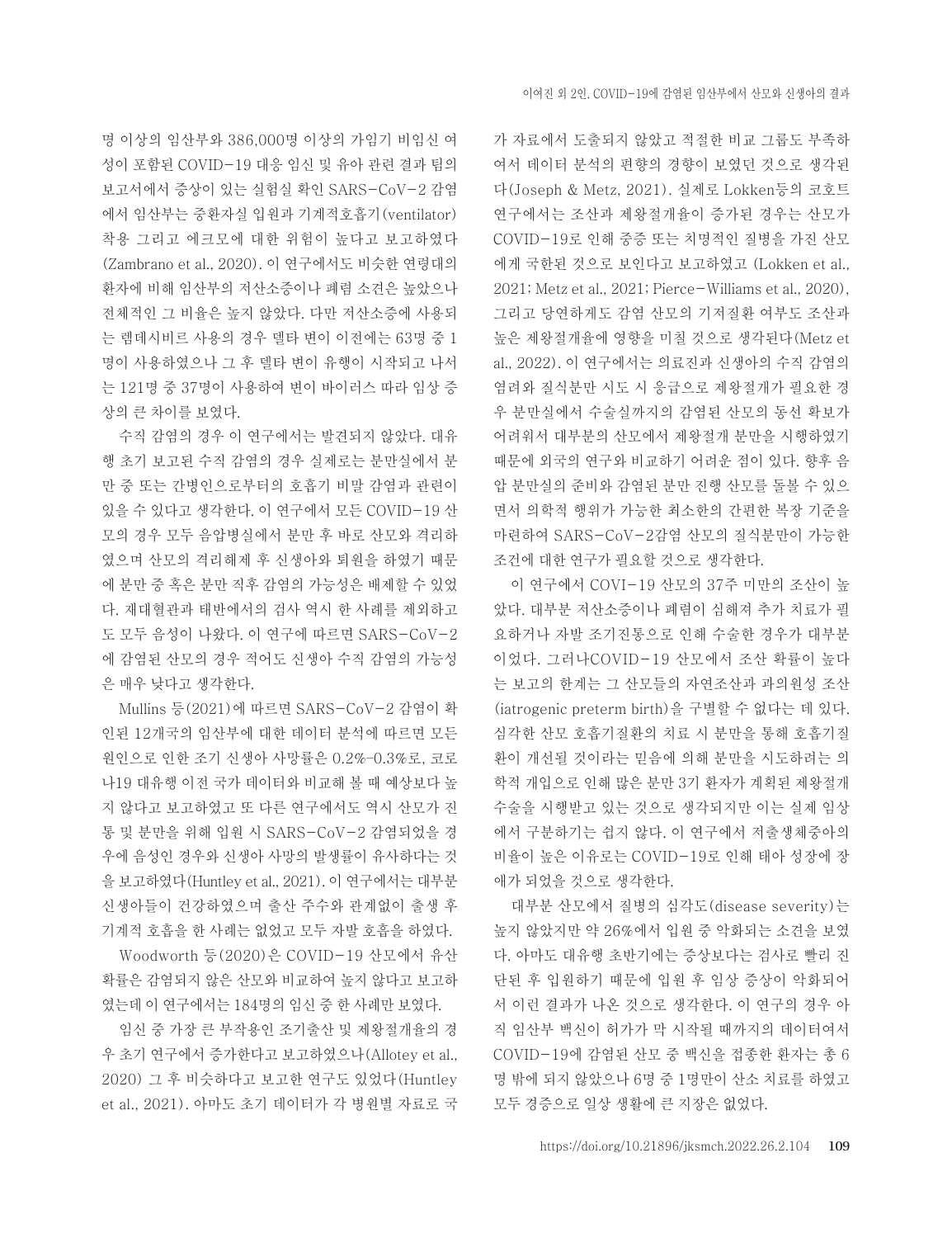명 이상의 임산부와 386,000명 이상의 가임기 비임신 여성이 포함된 COVID-19 대응 임신 및 유아 관련 결과 팀의 보고서에서 증상이 있는 실험실 확인 SARS-CoV-2 감염에서 임산부는 중환자실 입원과 기계적호흡기(ventilator) 착용 그리고 에크모에 대한 위험이 높다고 보고하였다(Zambrano et al., 2020). 이 연구에서도 비슷한 연령대의 환자에 비해 임산부의 저산소증이나 폐렴 소견은 높았으나 전체적인 그 비율은 높지 않았다. 다만 저산소증에 사용되는 렘데시비르 사용의 경우 델타 변이 이전에는 63명 중 1명이 사용하였으나 그 후 델타 변이 유행이 시작되고 나서는 121명 중 37명이 사용하여 변이 바이러스 따라 임상 증상의 큰 차이를 보였다.

수직 감염의 경우 이 연구에서는 발견되지 않았다. 대유행 초기 보고된 수직 감염의 경우 실제로는 분만실에서 분만 중 또는 간병인으로부터의 호흡기 비말 감염과 관련이 있을 수 있다고 생각한다. 이 연구에서 모든 COVID-19 산모의 경우 모두 음압병실에서 분만 후 바로 산모와 격리하였으며 산모의 격리해제 후 신생아와 퇴원을 하였기 때문에 분만 중 혹은 분만 직후 감염의 가능성은 배제할 수 있었다. 제대혈관과 태반에서의 검사 역시 한 사례를 제외하고도 모두 음성이 나왔다. 이 연구에 따르면 SARS-CoV-2에 감염된 산모의 경우 적어도 신생아 수직 감염의 가능성은 매우 낮다고 생각한다.

Mullins 등(2021)에 따르면 SARS-CoV-2 감염이 확인된 12개국의 임산부에 대한 데이터 분석에 따르면 모든 원인으로 인한 조기 신생아 사망률은 0.2%-0.3%로, 코로나19 대유행 이전 국가 데이터와 비교해 볼 때 예상보다 높지 않다고 보고하였고 또 다른 연구에서도 역시 산모가 진통 및 분만을 위해 입원 시 SARS-CoV-2 감염되었을 경우에 음성인 경우와 신생아 사망의 발생률이 유사하다는 것을 보고하였다(Huntley et al., 2021). 이 연구에서는 대부분 신생아들이 건강하였으며 출산 주수와 관계없이 출생 후 기계적 호흡을 한 사례는 없었고 모두 자발 호흡을 하였다.

Woodworth 등(2020)은 COVID-19 산모에서 유산 확률은 감염되지 않은 산모와 비교하여 높지 않다고 보고하였는데 이 연구에서는 184명의 임신 중 한 사례만 보였다.

임신 중 가장 큰 부작용인 조기출산 및 제왕절개율의 경우 초기 연구에서 증가한다고 보고하였으나(Allotey et al., 2020) 그 후 비슷하다고 보고한 연구도 있었다(Huntley et al., 2021). 아마도 초기 데이터가 각 병원별 자료로 국가 자료에서 도출되지 않았고 적절한 비교 그룹도 부족하여서 데이터 분석의 편향의 경향이 보였던 것으로 생각된다(Joseph & Metz, 2021). 실제로 Lokken등의 코호트 연구에서는 조산과 제왕절개율이 증가된 경우는 산모가 COVID-19로 인해 중증 또는 치명적인 질병을 가진 산모에게 국한된 것으로 보인다고 보고하였고 (Lokken et al., 2021; Metz et al., 2021; Pierce-Williams et al., 2020), 그리고 당연하게도 감염 산모의 기저질환 여부도 조산과 높은 제왕절개율에 영향을 미칠 것으로 생각된다(Metz et al., 2022). 이 연구에서는 의료진과 신생아의 수직 감염의 염려와 질식분만 시도 시 응급으로 제왕절개가 필요한 경우 분만실에서 수술실까지의 감염된 산모의 동선 확보가 어려워서 대부분의 산모에서 제왕절개 분만을 시행하였기 때문에 외국의 연구와 비교하기 어려운 점이 있다. 향후 음압 분만실의 준비와 감염된 분만 진행 산모를 돌볼 수 있으면서 의학적 행위가 가능한 최소한의 간편한 복장 기준을 마련하여 SARS-CoV-2감염 산모의 질식분만이 가능한 조건에 대한 연구가 필요할 것으로 생각한다.

이 연구에서 COVI-19 산모의 37주 미만의 조산이 높았다. 대부분 저산소증이나 폐렴이 심해져 추가 치료가 필요하거나 자발 조기진통으로 인해 수술한 경우가 대부분이었다. 그러나COVID-19 산모에서 조산 확률이 높다는 보고의 한계는 그 산모들의 자연조산과 과의원성 조산(iatrogenic preterm birth)을 구별할 수 없다는 데 있다. 심각한 산모 호흡기질환의 치료 시 분만을 통해 호흡기질환이 개선될 것이라는 믿음에 의해 분만을 시도하려는 의학적 개입으로 인해 많은 분만 3기 환자가 계획된 제왕절개 수술을 시행받고 있는 것으로 생각되지만 이는 실제 임상에서 구분하기는 쉽지 않다. 이 연구에서 저출생체중아의 비율이 높은 이유로는 COVID-19로 인해 태아 성장에 장애가 되었을 것으로 생각한다.

대부분 산모에서 질병의 심각도(disease severity)는 높지 않았지만 약 26%에서 입원 중 악화되는 소견을 보였다. 아마도 대유행 초반기에는 증상보다는 검사로 빨리 진단된 후 입원하기 때문에 입원 후 임상 증상이 악화되어서 이런 결과가 나온 것으로 생각한다. 이 연구의 경우 아직 임산부 백신이 허가가 막 시작될 때까지의 데이터여서 COVID-19에 감염된 산모 중 백신을 접종한 환자는 총 6명 밖에 되지 않았으나 6명 중 1명만이 산소 치료를 하였고 모두 경증으로 일상 생활에 큰 지장은 없었다.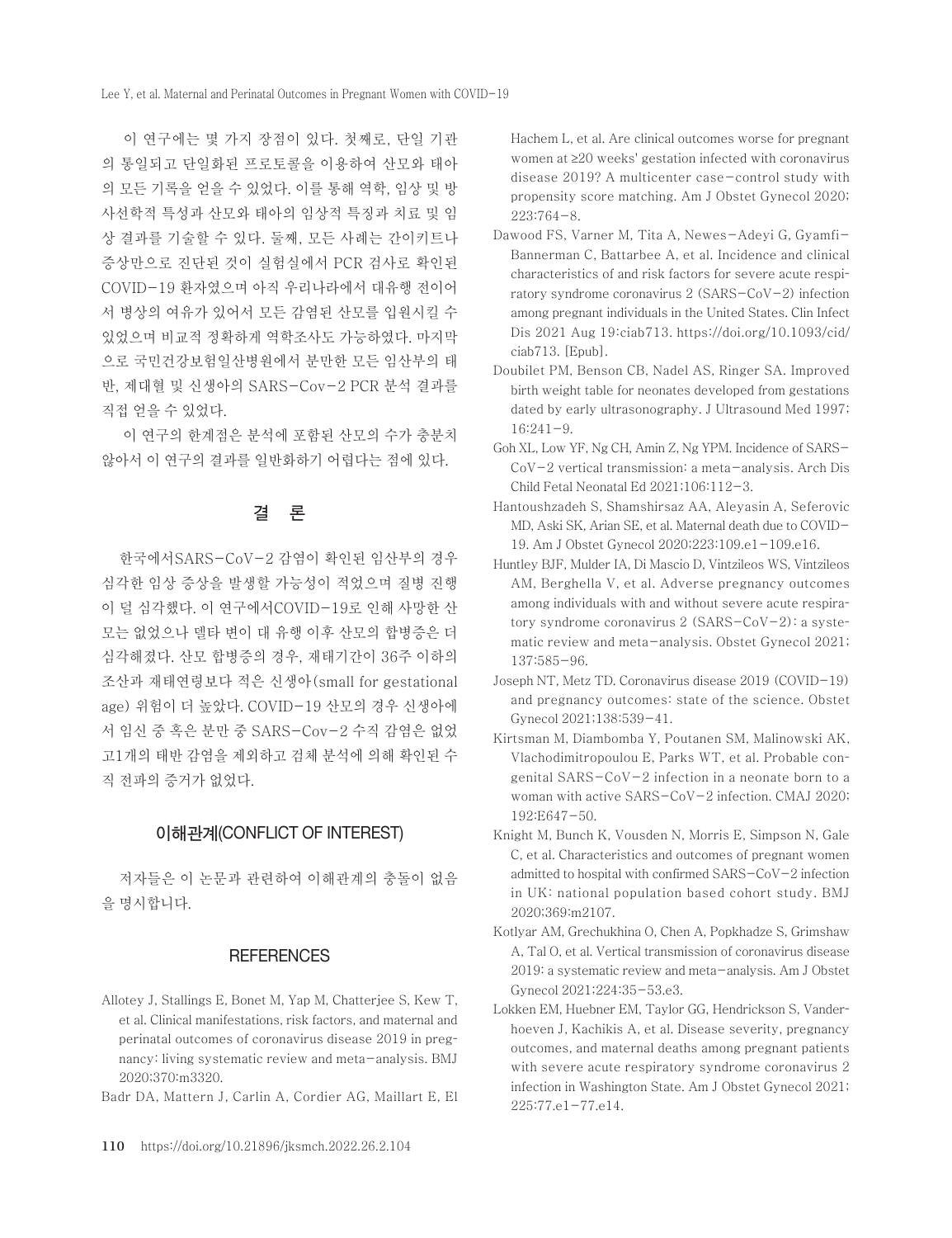이 연구에는 몇 가지 장점이 있다. 첫째로, 단일 기관의 통일되고 단일화된 프로토콜을 이용하여 산모와 태아의 모든 기록을 얻을 수 있었다. 이를 통해 역학, 임상 및 방사선학적 특성과 산모와 태아의 임상적 특징과 치료 및 임상 결과를 기술할 수 있다. 둘째, 모든 사례는 간이키트나 증상만으로 진단된 것이 실험실에서 PCR 검사로 확인된 COVID-19 환자였으며 아직 우리나라에서 대유행 전이어서 병상의 여유가 있어서 모든 감염된 산모를 입원시킬 수 있었으며 비교적 정확하게 역학조사도 가능하였다. 마지막으로 국민건강보험일산병원에서 분만한 모든 임산부의 태반, 제대혈 및 신생아의 SARS-Cov-2 PCR 분석 결과를 직접 얻을 수 있었다.

이 연구의 한계점은 분석에 포함된 산모의 수가 충분치 않아서 이 연구의 결과를 일반화하기 어렵다는 점에 있다.

## 결 론

한국에서SARS-CoV-2 감염이 확인된 임산부의 경우 심각한 임상 증상을 발생할 가능성이 적었으며 질병 진행이 덜 심각했다. 이 연구에서COVID-19로 인해 사망한 산모는 없었으나 델타 변이 대 유행 이후 산모의 합병증은 더 심각해졌다. 산모 합병증의 경우, 재태기간이 36주 이하의 조산과 재태연령보다 적은 신생아(small for gestational age) 위험이 더 높았다. COVID-19 산모의 경우 신생아에서 임신 중 혹은 분만 중 SARS-Cov-2 수직 감염은 없었고1개의 태반 감염을 제외하고 검체 분석에 의해 확인된 수직 전파의 증거가 없었다.

## 이해관계(CONFLICT OF INTEREST)

저자들은 이 논문과 관련하여 이해관계의 충돌이 없음을 명시합니다.

## REFERENCES

Allotey J, Stallings E, Bonet M, Yap M, Chatterjee S, Kew T, et al. Clinical manifestations, risk factors, and maternal and perinatal outcomes of coronavirus disease 2019 in pregnancy: living systematic review and meta-analysis. BMJ 2020;370:m3320.

Badr DA, Mattern J, Carlin A, Cordier AG, Maillart E, El Hachem L, et al. Are clinical outcomes worse for pregnant women at ≥20 weeks' gestation infected with coronavirus disease 2019? A multicenter case-control study with propensity score matching. Am J Obstet Gynecol 2020;223:764-8.

Dawood FS, Varner M, Tita A, Newes-Adeyi G, Gyamfi-Bannerman C, Battarbee A, et al. Incidence and clinical characteristics of and risk factors for severe acute respiratory syndrome coronavirus 2 (SARS-CoV-2) infection among pregnant individuals in the United States. Clin Infect Dis 2021 Aug 19:ciab713. https://doi.org/10.1093/cid/ciab713. [Epub].

Doubilet PM, Benson CB, Nadel AS, Ringer SA. Improved birth weight table for neonates developed from gestations dated by early ultrasonography. J Ultrasound Med 1997;16:241-9.

Goh XL, Low YF, Ng CH, Amin Z, Ng YPM. Incidence of SARS-CoV-2 vertical transmission: a meta-analysis. Arch Dis Child Fetal Neonatal Ed 2021;106:112-3.

Hantoushzadeh S, Shamshirsaz AA, Aleyasin A, Seferovic MD, Aski SK, Arian SE, et al. Maternal death due to COVID-19. Am J Obstet Gynecol 2020;223:109.e1-109.e16.

Huntley BJF, Mulder IA, Di Mascio D, Vintzileos WS, Vintzileos AM, Berghella V, et al. Adverse pregnancy outcomes among individuals with and without severe acute respiratory syndrome coronavirus 2 (SARS-CoV-2): a systematic review and meta-analysis. Obstet Gynecol 2021;137:585-96.

Joseph NT, Metz TD. Coronavirus disease 2019 (COVID-19) and pregnancy outcomes: state of the science. Obstet Gynecol 2021;138:539-41.

Kirtsman M, Diambomba Y, Poutanen SM, Malinowski AK, Vlachodimitropoulou E, Parks WT, et al. Probable congenital SARS-CoV-2 infection in a neonate born to a woman with active SARS-CoV-2 infection. CMAJ 2020;192:E647-50.

Knight M, Bunch K, Vousden N, Morris E, Simpson N, Gale C, et al. Characteristics and outcomes of pregnant women admitted to hospital with confirmed SARS-CoV-2 infection in UK: national population based cohort study. BMJ 2020;369:m2107.

Kotlyar AM, Grechukhina O, Chen A, Popkhadze S, Grimshaw A, Tal O, et al. Vertical transmission of coronavirus disease 2019: a systematic review and meta-analysis. Am J Obstet Gynecol 2021;224:35-53.e3.

Lokken EM, Huebner EM, Taylor GG, Hendrickson S, Vanderhoeven J, Kachikis A, et al. Disease severity, pregnancy outcomes, and maternal deaths among pregnant patients with severe acute respiratory syndrome coronavirus 2 infection in Washington State. Am J Obstet Gynecol 2021;225:77.e1-77.e14.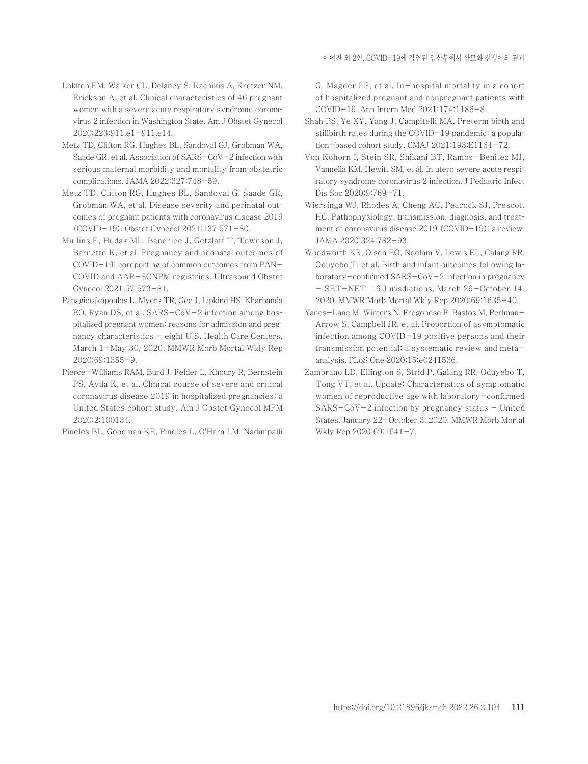Lokken EM, Walker CL, Delaney S, Kachikis A, Kretzer NM, Erickson A, et al. Clinical characteristics of 46 pregnant women with a severe acute respiratory syndrome coronavirus 2 infection in Washington State. Am J Obstet Gynecol 2020;223:911.e1-911.e14.

Metz TD, Clifton RG, Hughes BL, Sandoval GJ, Grobman WA, Saade GR, et al. Association of SARS-CoV-2 infection with serious maternal morbidity and mortality from obstetric complications. JAMA 2022;327:748-59.

Metz TD, Clifton RG, Hughes BL, Sandoval G, Saade GR, Grobman WA, et al. Disease severity and perinatal outcomes of pregnant patients with coronavirus disease 2019 (COVID-19). Obstet Gynecol 2021;137:571-80.

Mullins E, Hudak ML, Banerjee J, Getzlaff T, Townson J, Barnette K, et al. Pregnancy and neonatal outcomes of COVID-19: coreporting of common outcomes from PAN-COVID and AAP-SONPM registries. Ultrasound Obstet Gynecol 2021;57:573-81.

Panagiotakopoulos L, Myers TR, Gee J, Lipkind HS, Kharbanda EO, Ryan DS, et al. SARS-CoV-2 infection among hospitalized pregnant women: reasons for admission and pregnancy characteristics - eight U.S. Health Care Centers, March 1-May 30, 2020. MMWR Morb Mortal Wkly Rep 2020;69:1355-9.

Pierce-Williams RAM, Burd J, Felder L, Khoury R, Bernstein PS, Avila K, et al. Clinical course of severe and critical coronavirus disease 2019 in hospitalized pregnancies: a United States cohort study. Am J Obstet Gynecol MFM 2020;2:100134.

Pineles BL, Goodman KE, Pineles L, O'Hara LM, Nadimpalli G, Magder LS, et al. In-hospital mortality in a cohort of hospitalized pregnant and nonpregnant patients with COVID-19. Ann Intern Med 2021;174:1186-8.

Shah PS, Ye XY, Yang J, Campitelli MA. Preterm birth and stillbirth rates during the COVID-19 pandemic: a population-based cohort study. CMAJ 2021;193:E1164-72.

Von Kohorn I, Stein SR, Shikani BT, Ramos-Benitez MJ, Vannella KM, Hewitt SM, et al. In utero severe acute respiratory syndrome coronavirus 2 infection. J Pediatric Infect Dis Soc 2020;9:769-71.

Wiersinga WJ, Rhodes A, Cheng AC, Peacock SJ, Prescott HC. Pathophysiology, transmission, diagnosis, and treatment of coronavirus disease 2019 (COVID-19): a review. JAMA 2020;324:782-93.

Woodworth KR, Olsen EO, Neelam V, Lewis EL, Galang RR, Oduyebo T, et al. Birth and infant outcomes following laboratory-confirmed SARS-CoV-2 infection in pregnancy - SET-NET, 16 Jurisdictions, March 29-October 14, 2020. MMWR Morb Mortal Wkly Rep 2020;69:1635-40.

Yanes-Lane M, Winters N, Fregonese F, Bastos M, Perlman-Arrow S, Campbell JR, et al. Proportion of asymptomatic infection among COVID-19 positive persons and their transmission potential: a systematic review and meta-analysis. PLoS One 2020;15:e0241536.

Zambrano LD, Ellington S, Strid P, Galang RR, Oduyebo T, Tong VT, et al. Update: Characteristics of symptomatic women of reproductive age with laboratory-confirmed SARS-CoV-2 infection by pregnancy status - United States, January 22-October 3, 2020. MMWR Morb Mortal Wkly Rep 2020;69:1641-7.